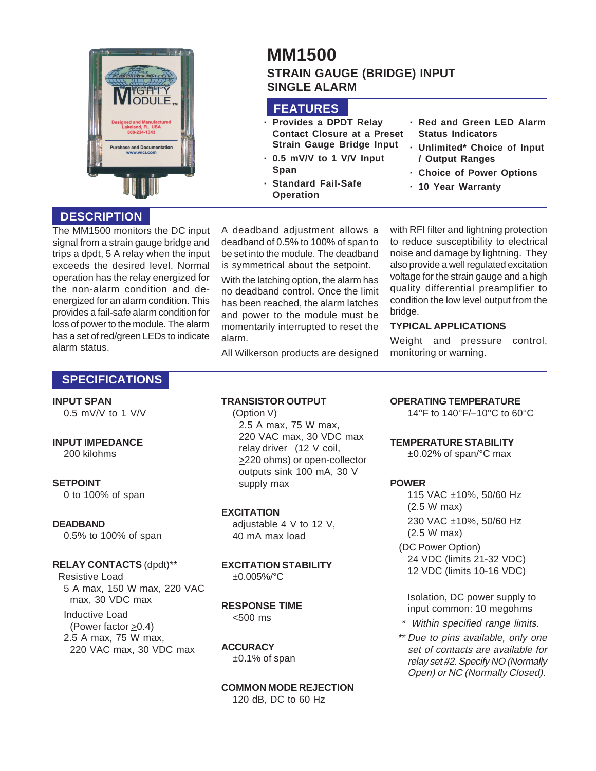# MM1500

## STRAIN GAUGE (BRIDGE) INPUT SINGLE ALARM

## FEATURES

- **Provides a DPDT Relay Contact Closure at a Preset Strain Gauge Bridge Input**
- **0.5 mV/V to 1 V/V Input Span**
- **Standard Fail-Safe Operation**
- **Red and Green LED Alarm Status Indicators**
- **Unlimited* Choice of Input / Output Ranges**
- **Choice of Power Options**
- **10 Year Warranty**

## DESCRIPTION

The MM1500 monitors the DC input signal from a strain gauge bridge and trips a dpdt, 5 A relay when the input exceeds the desired level. Normal operation has the relay energized for the non-alarm condition and de-energized for an alarm condition. This provides a fail-safe alarm condition for loss of power to the module. The alarm has a set of red/green LEDs to indicate alarm status.

A deadband adjustment allows a deadband of 0.5% to 100% of span to be set into the module. The deadband is symmetrical about the setpoint.

With the latching option, the alarm has no deadband control. Once the limit has been reached, the alarm latches and power to the module must be momentarily interrupted to reset the alarm.

All Wilkerson products are designed with RFI filter and lightning protection to reduce susceptibility to electrical noise and damage by lightning. They also provide a well regulated excitation voltage for the strain gauge and a high quality differential preamplifier to condition the low level output from the bridge.

### TYPICAL APPLICATIONS

Weight and pressure control, monitoring or warning.

## SPECIFICATIONS

**INPUT SPAN**
0.5 mV/V to 1 V/V

**INPUT IMPEDANCE**
200 kilohms

**SETPOINT**
0 to 100% of span

**DEADBAND**
0.5% to 100% of span

**RELAY CONTACTS** (dpdt)**
Resistive Load
5 A max, 150 W max, 220 VAC max, 30 VDC max
Inductive Load
(Power factor ≥0.4)
2.5 A max, 75 W max, 220 VAC max, 30 VDC max

**TRANSISTOR OUTPUT**
(Option V)
2.5 A max, 75 W max, 220 VAC max, 30 VDC max relay driver (12 V coil, ≥220 ohms) or open-collector outputs sink 100 mA, 30 V supply max

**EXCITATION**
adjustable 4 V to 12 V, 40 mA max load

**EXCITATION STABILITY**
±0.005%/°C

**RESPONSE TIME**
≤500 ms

**ACCURACY**
±0.1% of span

**COMMON MODE REJECTION**
120 dB, DC to 60 Hz

**OPERATING TEMPERATURE**
14°F to 140°F/–10°C to 60°C

**TEMPERATURE STABILITY**
±0.02% of span/°C max

**POWER**
115 VAC ±10%, 50/60 Hz (2.5 W max)
230 VAC ±10%, 50/60 Hz (2.5 W max)
(DC Power Option)
24 VDC (limits 21-32 VDC)
12 VDC (limits 10-16 VDC)

Isolation, DC power supply to input common: 10 megohms

*\* Within specified range limits.*

*\*\* Due to pins available, only one set of contacts are available for relay set #2. Specify NO (Normally Open) or NC (Normally Closed).*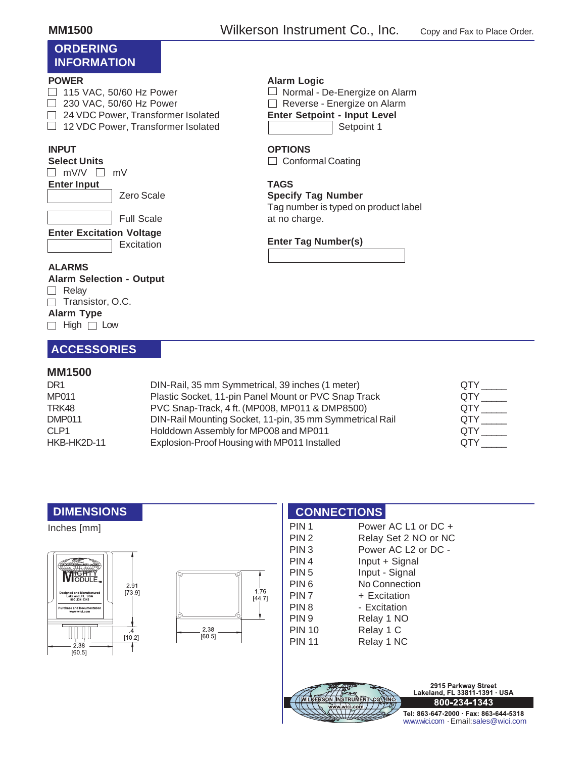MM1500 — Wilkerson Instrument Co., Inc. — Copy and Fax to Place Order.

## ORDERING INFORMATION

**POWER**

- ☐ 115 VAC, 50/60 Hz Power
- ☐ 230 VAC, 50/60 Hz Power
- ☐ 24 VDC Power, Transformer Isolated
- ☐ 12 VDC Power, Transformer Isolated

**INPUT**

**Select Units**

☐ mV/V ☐ mV

**Enter Input**

______ Zero Scale

______ Full Scale

**Enter Excitation Voltage**

______ Excitation

**ALARMS**

**Alarm Selection - Output**

- ☐ Relay
- ☐ Transistor, O.C.

**Alarm Type**

☐ High ☐ Low

**Alarm Logic**

- ☐ Normal - De-Energize on Alarm
- ☐ Reverse - Energize on Alarm

**Enter Setpoint - Input Level**

______ Setpoint 1

**OPTIONS**

☐ Conformal Coating

**TAGS**

**Specify Tag Number**

Tag number is typed on product label at no charge.

**Enter Tag Number(s)**

______

## ACCESSORIES

### MM1500

| | | |
|---|---|---|
| DR1 | DIN-Rail, 35 mm Symmetrical, 39 inches (1 meter) | QTY _____ |
| MP011 | Plastic Socket, 11-pin Panel Mount or PVC Snap Track | QTY _____ |
| TRK48 | PVC Snap-Track, 4 ft. (MP008, MP011 & DMP8500) | QTY _____ |
| DMP011 | DIN-Rail Mounting Socket, 11-pin, 35 mm Symmetrical Rail | QTY _____ |
| CLP1 | Holddown Assembly for MP008 and MP011 | QTY _____ |
| HKB-HK2D-11 | Explosion-Proof Housing with MP011 Installed | QTY _____ |

## DIMENSIONS

Inches [mm]

MIGHTY MODULE™

Designed and Manufactured Lakeland, FL USA 800-234-1343

Purchase and Documentation www.wici.com

2.91 [73.9]

.4 [10.2]

2.38 [60.5]

1.76 [44.7]

2.38 [60.5]

## CONNECTIONS

| | |
|---|---|
| PIN 1 | Power AC L1 or DC + |
| PIN 2 | Relay Set 2 NO or NC |
| PIN 3 | Power AC L2 or DC - |
| PIN 4 | Input + Signal |
| PIN 5 | Input - Signal |
| PIN 6 | No Connection |
| PIN 7 | + Excitation |
| PIN 8 | - Excitation |
| PIN 9 | Relay 1 NO |
| PIN 10 | Relay 1 C |
| PIN 11 | Relay 1 NC |

WILKERSON INSTRUMENT CO., INC. www.wici.com

2915 Parkway Street
Lakeland, FL 33811-1391 · USA
800-234-1343
Tel: 863-647-2000 · Fax: 863-644-5318
www.wici.com · Email: sales@wici.com